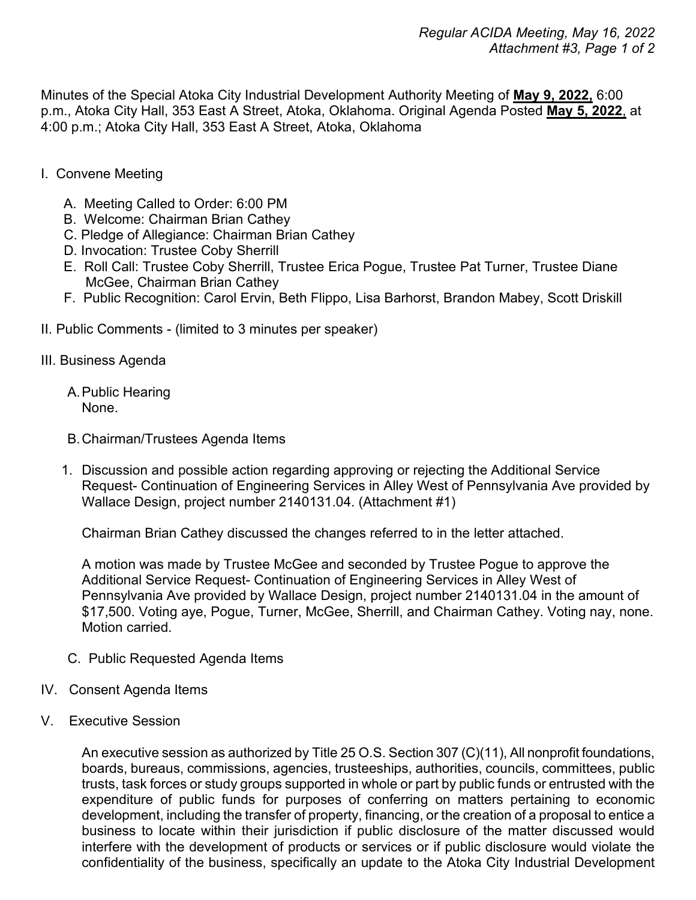Minutes of the Special Atoka City Industrial Development Authority Meeting of **May 9, 2022,** 6:00 p.m., Atoka City Hall, 353 East A Street, Atoka, Oklahoma. Original Agenda Posted **May 5, 2022**, at 4:00 p.m.; Atoka City Hall, 353 East A Street, Atoka, Oklahoma

I. Convene Meeting

A. Meeting Called to Order: 6:00 PM
B. Welcome: Chairman Brian Cathey
C. Pledge of Allegiance: Chairman Brian Cathey
D. Invocation: Trustee Coby Sherrill
E. Roll Call: Trustee Coby Sherrill, Trustee Erica Pogue, Trustee Pat Turner, Trustee Diane McGee, Chairman Brian Cathey
F. Public Recognition: Carol Ervin, Beth Flippo, Lisa Barhorst, Brandon Mabey, Scott Driskill

II. Public Comments - (limited to 3 minutes per speaker)

III. Business Agenda

A. Public Hearing
None.

B. Chairman/Trustees Agenda Items

1. Discussion and possible action regarding approving or rejecting the Additional Service Request- Continuation of Engineering Services in Alley West of Pennsylvania Ave provided by Wallace Design, project number 2140131.04. (Attachment #1)

   Chairman Brian Cathey discussed the changes referred to in the letter attached.

   A motion was made by Trustee McGee and seconded by Trustee Pogue to approve the Additional Service Request- Continuation of Engineering Services in Alley West of Pennsylvania Ave provided by Wallace Design, project number 2140131.04 in the amount of $17,500. Voting aye, Pogue, Turner, McGee, Sherrill, and Chairman Cathey. Voting nay, none. Motion carried.

C. Public Requested Agenda Items

IV. Consent Agenda Items

V. Executive Session

An executive session as authorized by Title 25 O.S. Section 307 (C)(11), All nonprofit foundations, boards, bureaus, commissions, agencies, trusteeships, authorities, councils, committees, public trusts, task forces or study groups supported in whole or part by public funds or entrusted with the expenditure of public funds for purposes of conferring on matters pertaining to economic development, including the transfer of property, financing, or the creation of a proposal to entice a business to locate within their jurisdiction if public disclosure of the matter discussed would interfere with the development of products or services or if public disclosure would violate the confidentiality of the business, specifically an update to the Atoka City Industrial Development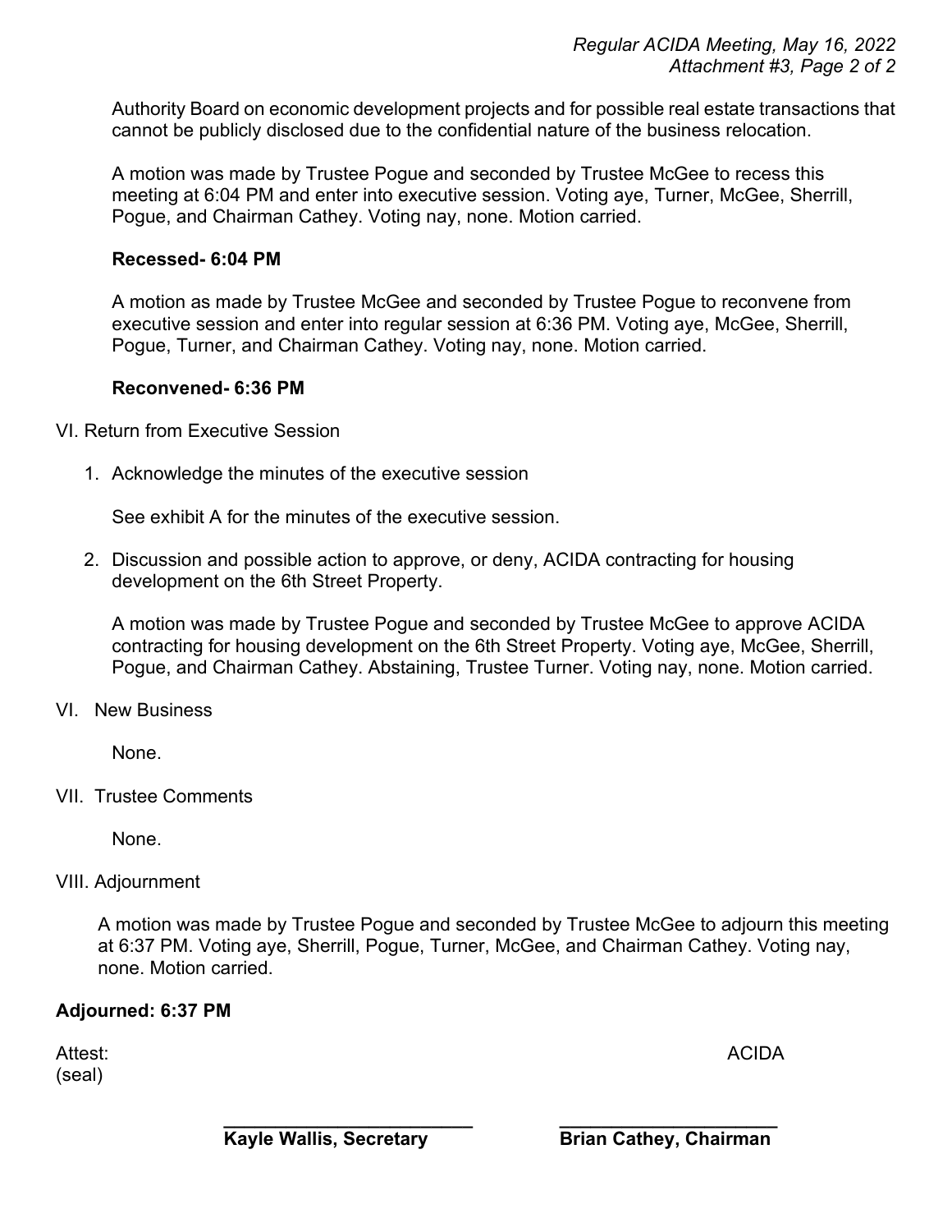Authority Board on economic development projects and for possible real estate transactions that cannot be publicly disclosed due to the confidential nature of the business relocation.

A motion was made by Trustee Pogue and seconded by Trustee McGee to recess this meeting at 6:04 PM and enter into executive session. Voting aye, Turner, McGee, Sherrill, Pogue, and Chairman Cathey. Voting nay, none. Motion carried.

**Recessed- 6:04 PM**

A motion as made by Trustee McGee and seconded by Trustee Pogue to reconvene from executive session and enter into regular session at 6:36 PM. Voting aye, McGee, Sherrill, Pogue, Turner, and Chairman Cathey. Voting nay, none. Motion carried.

**Reconvened- 6:36 PM**

VI. Return from Executive Session

1. Acknowledge the minutes of the executive session

   See exhibit A for the minutes of the executive session.

2. Discussion and possible action to approve, or deny, ACIDA contracting for housing development on the 6th Street Property.

   A motion was made by Trustee Pogue and seconded by Trustee McGee to approve ACIDA contracting for housing development on the 6th Street Property. Voting aye, McGee, Sherrill, Pogue, and Chairman Cathey. Abstaining, Trustee Turner. Voting nay, none. Motion carried.

VI. New Business

None.

VII. Trustee Comments

None.

VIII. Adjournment

A motion was made by Trustee Pogue and seconded by Trustee McGee to adjourn this meeting at 6:37 PM. Voting aye, Sherrill, Pogue, Turner, McGee, and Chairman Cathey. Voting nay, none. Motion carried.

**Adjourned: 6:37 PM**

Attest: ACIDA
(seal)

**Kayle Wallis, Secretary** **Brian Cathey, Chairman**